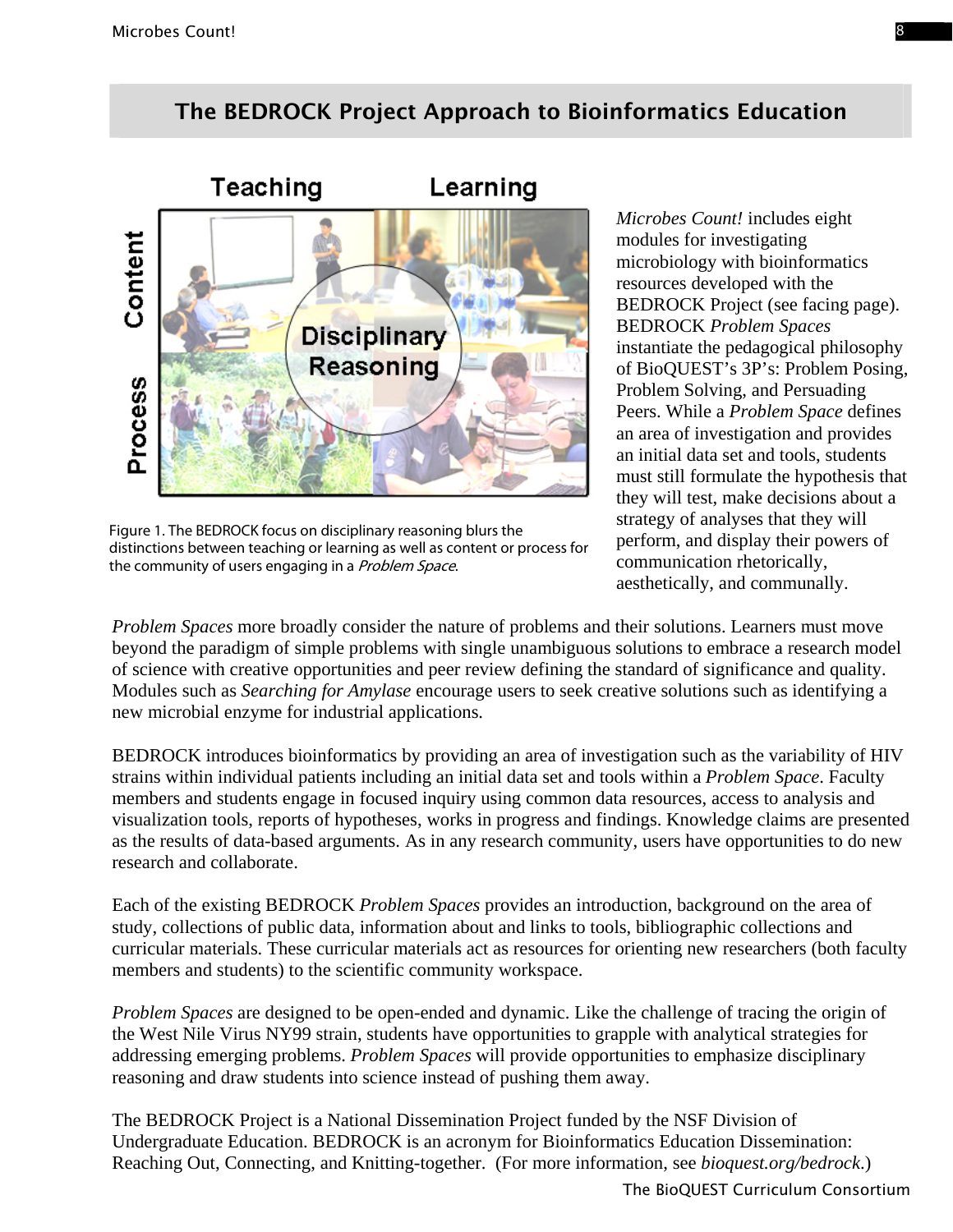## The BEDROCK Project Approach to Bioinformatics Education

Figure 1. The BEDROCK focus on disciplinary reasoning blurs the distinctions between teaching or learning as well as content or process for the community of users engaging in a *Problem Space*.

*Microbes Count!* includes eight modules for investigating microbiology with bioinformatics resources developed with the BEDROCK Project (see facing page). BEDROCK *Problem Spaces* instantiate the pedagogical philosophy of BioQUEST's 3P's: Problem Posing, Problem Solving, and Persuading Peers. While a *Problem Space* defines an area of investigation and provides an initial data set and tools, students must still formulate the hypothesis that they will test, make decisions about a strategy of analyses that they will perform, and display their powers of communication rhetorically, aesthetically, and communally.

*Problem Spaces* more broadly consider the nature of problems and their solutions. Learners must move beyond the paradigm of simple problems with single unambiguous solutions to embrace a research model of science with creative opportunities and peer review defining the standard of significance and quality. Modules such as *Searching for Amylase* encourage users to seek creative solutions such as identifying a new microbial enzyme for industrial applications.

BEDROCK introduces bioinformatics by providing an area of investigation such as the variability of HIV strains within individual patients including an initial data set and tools within a *Problem Space*. Faculty members and students engage in focused inquiry using common data resources, access to analysis and visualization tools, reports of hypotheses, works in progress and findings. Knowledge claims are presented as the results of data-based arguments. As in any research community, users have opportunities to do new research and collaborate.

Each of the existing BEDROCK *Problem Spaces* provides an introduction, background on the area of study, collections of public data, information about and links to tools, bibliographic collections and curricular materials. These curricular materials act as resources for orienting new researchers (both faculty members and students) to the scientific community workspace.

*Problem Spaces* are designed to be open-ended and dynamic. Like the challenge of tracing the origin of the West Nile Virus NY99 strain, students have opportunities to grapple with analytical strategies for addressing emerging problems. *Problem Spaces* will provide opportunities to emphasize disciplinary reasoning and draw students into science instead of pushing them away.

The BEDROCK Project is a National Dissemination Project funded by the NSF Division of Undergraduate Education. BEDROCK is an acronym for Bioinformatics Education Dissemination: Reaching Out, Connecting, and Knitting-together. (For more information, see *bioquest.org/bedrock*.)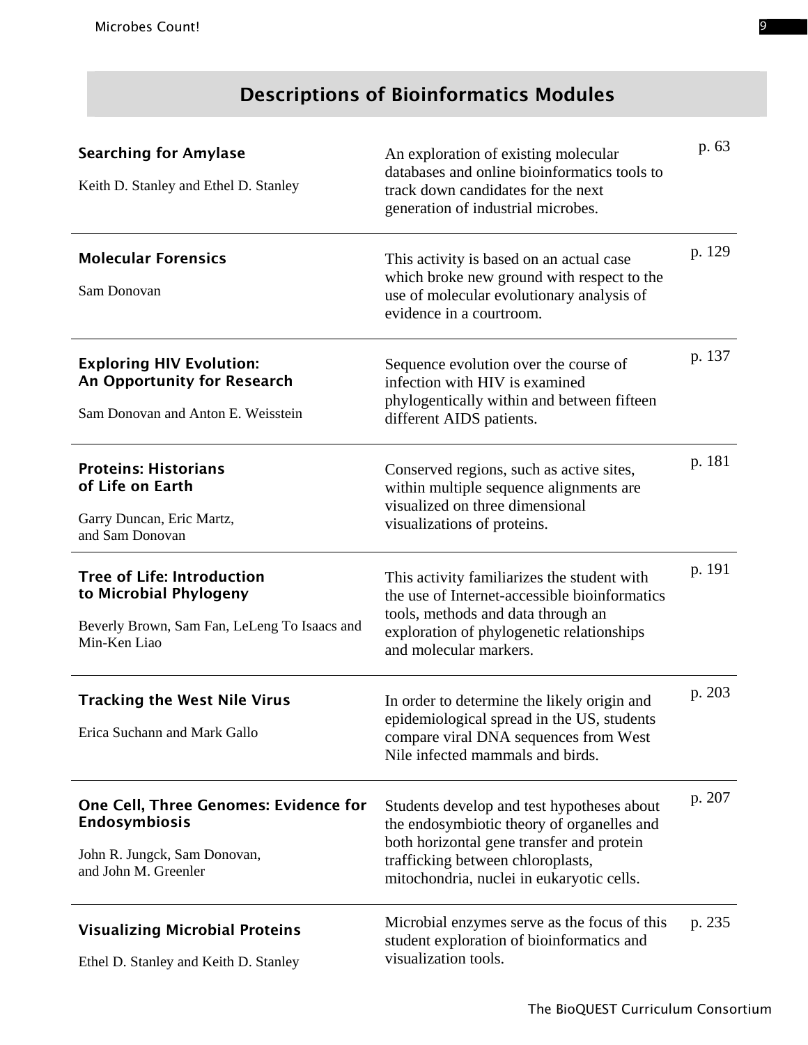## Descriptions of Bioinformatics Modules

| | | |
|---|---|---|
| **Searching for Amylase**<br>Keith D. Stanley and Ethel D. Stanley | An exploration of existing molecular databases and online bioinformatics tools to track down candidates for the next generation of industrial microbes. | p. 63 |
| **Molecular Forensics**<br>Sam Donovan | This activity is based on an actual case which broke new ground with respect to the use of molecular evolutionary analysis of evidence in a courtroom. | p. 129 |
| **Exploring HIV Evolution: An Opportunity for Research**<br>Sam Donovan and Anton E. Weisstein | Sequence evolution over the course of infection with HIV is examined phylogentically within and between fifteen different AIDS patients. | p. 137 |
| **Proteins: Historians of Life on Earth**<br>Garry Duncan, Eric Martz, and Sam Donovan | Conserved regions, such as active sites, within multiple sequence alignments are visualized on three dimensional visualizations of proteins. | p. 181 |
| **Tree of Life: Introduction to Microbial Phylogeny**<br>Beverly Brown, Sam Fan, LeLeng To Isaacs and Min-Ken Liao | This activity familiarizes the student with the use of Internet-accessible bioinformatics tools, methods and data through an exploration of phylogenetic relationships and molecular markers. | p. 191 |
| **Tracking the West Nile Virus**<br>Erica Suchann and Mark Gallo | In order to determine the likely origin and epidemiological spread in the US, students compare viral DNA sequences from West Nile infected mammals and birds. | p. 203 |
| **One Cell, Three Genomes: Evidence for Endosymbiosis**<br>John R. Jungck, Sam Donovan, and John M. Greenler | Students develop and test hypotheses about the endosymbiotic theory of organelles and both horizontal gene transfer and protein trafficking between chloroplasts, mitochondria, nuclei in eukaryotic cells. | p. 207 |
| **Visualizing Microbial Proteins**<br>Ethel D. Stanley and Keith D. Stanley | Microbial enzymes serve as the focus of this student exploration of bioinformatics and visualization tools. | p. 235 |